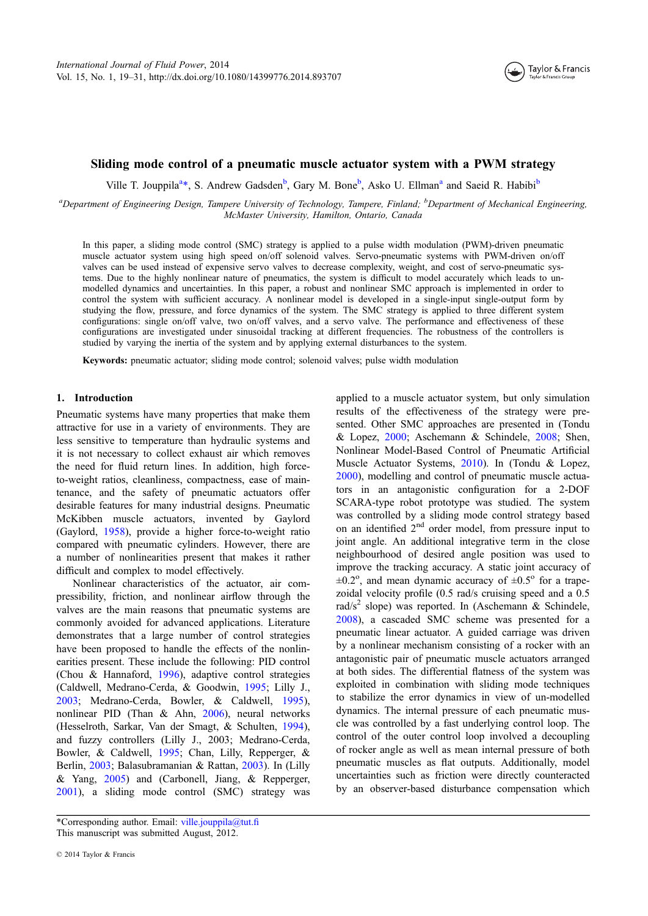# Sliding mode control of a pneumatic muscle actuator system with a PWM strategy

Ville T. Jouppila[a]*, S. Andrew Gadsden[b], Gary M. Bone[b], Asko U. Ellman[a] and Saeid R. Habibi[b]

[a]*Department of Engineering Design, Tampere University of Technology, Tampere, Finland;* [b]*Department of Mechanical Engineering, McMaster University, Hamilton, Ontario, Canada*

In this paper, a sliding mode control (SMC) strategy is applied to a pulse width modulation (PWM)-driven pneumatic muscle actuator system using high speed on/off solenoid valves. Servo-pneumatic systems with PWM-driven on/off valves can be used instead of expensive servo valves to decrease complexity, weight, and cost of servo-pneumatic systems. Due to the highly nonlinear nature of pneumatics, the system is difficult to model accurately which leads to unmodelled dynamics and uncertainties. In this paper, a robust and nonlinear SMC approach is implemented in order to control the system with sufficient accuracy. A nonlinear model is developed in a single-input single-output form by studying the flow, pressure, and force dynamics of the system. The SMC strategy is applied to three different system configurations: single on/off valve, two on/off valves, and a servo valve. The performance and effectiveness of these configurations are investigated under sinusoidal tracking at different frequencies. The robustness of the controllers is studied by varying the inertia of the system and by applying external disturbances to the system.

**Keywords:** pneumatic actuator; sliding mode control; solenoid valves; pulse width modulation

## 1. Introduction

Pneumatic systems have many properties that make them attractive for use in a variety of environments. They are less sensitive to temperature than hydraulic systems and it is not necessary to collect exhaust air which removes the need for fluid return lines. In addition, high force-to-weight ratios, cleanliness, compactness, ease of maintenance, and the safety of pneumatic actuators offer desirable features for many industrial designs. Pneumatic McKibben muscle actuators, invented by Gaylord (Gaylord, 1958), provide a higher force-to-weight ratio compared with pneumatic cylinders. However, there are a number of nonlinearities present that makes it rather difficult and complex to model effectively.

Nonlinear characteristics of the actuator, air compressibility, friction, and nonlinear airflow through the valves are the main reasons that pneumatic systems are commonly avoided for advanced applications. Literature demonstrates that a large number of control strategies have been proposed to handle the effects of the nonlinearities present. These include the following: PID control (Chou & Hannaford, 1996), adaptive control strategies (Caldwell, Medrano-Cerda, & Goodwin, 1995; Lilly J., 2003; Medrano-Cerda, Bowler, & Caldwell, 1995), nonlinear PID (Than & Ahn, 2006), neural networks (Hesselroth, Sarkar, Van der Smagt, & Schulten, 1994), and fuzzy controllers (Lilly J., 2003; Medrano-Cerda, Bowler, & Caldwell, 1995; Chan, Lilly, Repperger, & Berlin, 2003; Balasubramanian & Rattan, 2003). In (Lilly & Yang, 2005) and (Carbonell, Jiang, & Repperger, 2001), a sliding mode control (SMC) strategy was applied to a muscle actuator system, but only simulation results of the effectiveness of the strategy were presented. Other SMC approaches are presented in (Tondu & Lopez, 2000; Aschemann & Schindele, 2008; Shen, Nonlinear Model-Based Control of Pneumatic Artificial Muscle Actuator Systems, 2010). In (Tondu & Lopez, 2000), modelling and control of pneumatic muscle actuators in an antagonistic configuration for a 2-DOF SCARA-type robot prototype was studied. The system was controlled by a sliding mode control strategy based on an identified 2nd order model, from pressure input to joint angle. An additional integrative term in the close neighbourhood of desired angle position was used to improve the tracking accuracy. A static joint accuracy of $\pm 0.2^{\circ}$, and mean dynamic accuracy of $\pm 0.5^{\circ}$ for a trapezoidal velocity profile (0.5 rad/s cruising speed and a 0.5 rad/s$^2$ slope) was reported. In (Aschemann & Schindele, 2008), a cascaded SMC scheme was presented for a pneumatic linear actuator. A guided carriage was driven by a nonlinear mechanism consisting of a rocker with an antagonistic pair of pneumatic muscle actuators arranged at both sides. The differential flatness of the system was exploited in combination with sliding mode techniques to stabilize the error dynamics in view of un-modelled dynamics. The internal pressure of each pneumatic muscle was controlled by a fast underlying control loop. The control of the outer control loop involved a decoupling of rocker angle as well as mean internal pressure of both pneumatic muscles as flat outputs. Additionally, model uncertainties such as friction were directly counteracted by an observer-based disturbance compensation which

*Corresponding author. Email: ville.jouppila@tut.fi
This manuscript was submitted August, 2012.

© 2014 Taylor & Francis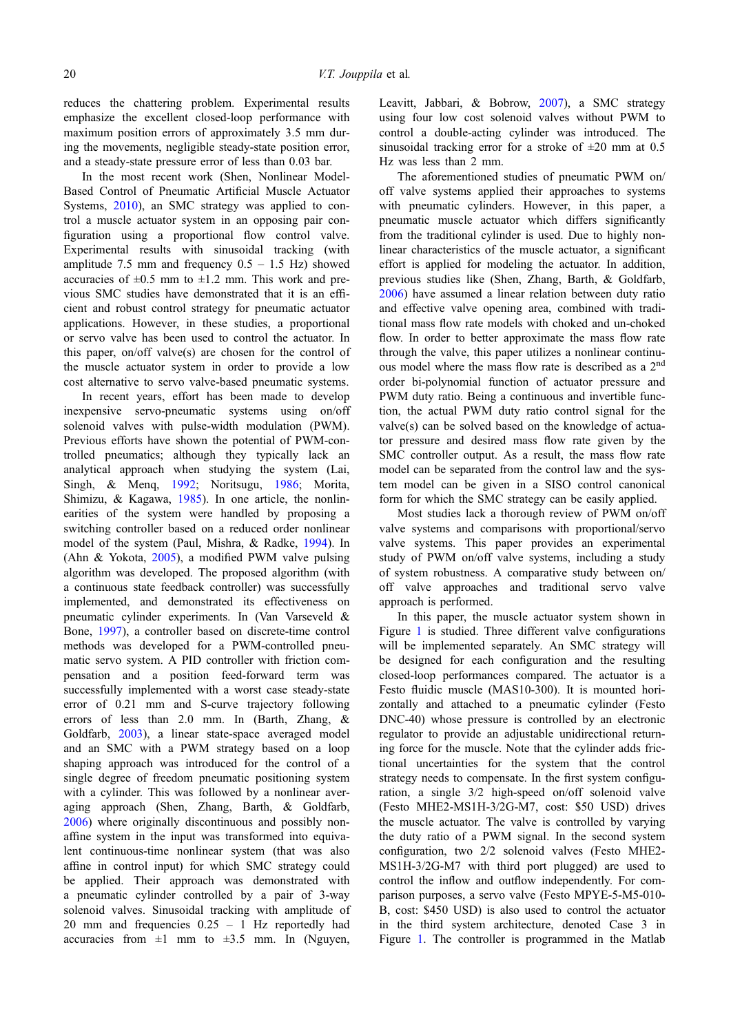reduces the chattering problem. Experimental results emphasize the excellent closed-loop performance with maximum position errors of approximately 3.5 mm during the movements, negligible steady-state position error, and a steady-state pressure error of less than 0.03 bar.

In the most recent work (Shen, Nonlinear Model-Based Control of Pneumatic Artificial Muscle Actuator Systems, 2010), an SMC strategy was applied to control a muscle actuator system in an opposing pair configuration using a proportional flow control valve. Experimental results with sinusoidal tracking (with amplitude 7.5 mm and frequency 0.5 – 1.5 Hz) showed accuracies of ±0.5 mm to ±1.2 mm. This work and previous SMC studies have demonstrated that it is an efficient and robust control strategy for pneumatic actuator applications. However, in these studies, a proportional or servo valve has been used to control the actuator. In this paper, on/off valve(s) are chosen for the control of the muscle actuator system in order to provide a low cost alternative to servo valve-based pneumatic systems.

In recent years, effort has been made to develop inexpensive servo-pneumatic systems using on/off solenoid valves with pulse-width modulation (PWM). Previous efforts have shown the potential of PWM-controlled pneumatics; although they typically lack an analytical approach when studying the system (Lai, Singh, & Menq, 1992; Noritsugu, 1986; Morita, Shimizu, & Kagawa, 1985). In one article, the nonlinearities of the system were handled by proposing a switching controller based on a reduced order nonlinear model of the system (Paul, Mishra, & Radke, 1994). In (Ahn & Yokota, 2005), a modified PWM valve pulsing algorithm was developed. The proposed algorithm (with a continuous state feedback controller) was successfully implemented, and demonstrated its effectiveness on pneumatic cylinder experiments. In (Van Varseveld & Bone, 1997), a controller based on discrete-time control methods was developed for a PWM-controlled pneumatic servo system. A PID controller with friction compensation and a position feed-forward term was successfully implemented with a worst case steady-state error of 0.21 mm and S-curve trajectory following errors of less than 2.0 mm. In (Barth, Zhang, & Goldfarb, 2003), a linear state-space averaged model and an SMC with a PWM strategy based on a loop shaping approach was introduced for the control of a single degree of freedom pneumatic positioning system with a cylinder. This was followed by a nonlinear averaging approach (Shen, Zhang, Barth, & Goldfarb, 2006) where originally discontinuous and possibly non-affine system in the input was transformed into equivalent continuous-time nonlinear system (that was also affine in control input) for which SMC strategy could be applied. Their approach was demonstrated with a pneumatic cylinder controlled by a pair of 3-way solenoid valves. Sinusoidal tracking with amplitude of 20 mm and frequencies 0.25 – 1 Hz reportedly had accuracies from ±1 mm to ±3.5 mm. In (Nguyen, Leavitt, Jabbari, & Bobrow, 2007), a SMC strategy using four low cost solenoid valves without PWM to control a double-acting cylinder was introduced. The sinusoidal tracking error for a stroke of ±20 mm at 0.5 Hz was less than 2 mm.

The aforementioned studies of pneumatic PWM on/off valve systems applied their approaches to systems with pneumatic cylinders. However, in this paper, a pneumatic muscle actuator which differs significantly from the traditional cylinder is used. Due to highly nonlinear characteristics of the muscle actuator, a significant effort is applied for modeling the actuator. In addition, previous studies like (Shen, Zhang, Barth, & Goldfarb, 2006) have assumed a linear relation between duty ratio and effective valve opening area, combined with traditional mass flow rate models with choked and un-choked flow. In order to better approximate the mass flow rate through the valve, this paper utilizes a nonlinear continuous model where the mass flow rate is described as a 2[nd] order bi-polynomial function of actuator pressure and PWM duty ratio. Being a continuous and invertible function, the actual PWM duty ratio control signal for the valve(s) can be solved based on the knowledge of actuator pressure and desired mass flow rate given by the SMC controller output. As a result, the mass flow rate model can be separated from the control law and the system model can be given in a SISO control canonical form for which the SMC strategy can be easily applied.

Most studies lack a thorough review of PWM on/off valve systems and comparisons with proportional/servo valve systems. This paper provides an experimental study of PWM on/off valve systems, including a study of system robustness. A comparative study between on/off valve approaches and traditional servo valve approach is performed.

In this paper, the muscle actuator system shown in Figure 1 is studied. Three different valve configurations will be implemented separately. An SMC strategy will be designed for each configuration and the resulting closed-loop performances compared. The actuator is a Festo fluidic muscle (MAS10-300). It is mounted horizontally and attached to a pneumatic cylinder (Festo DNC-40) whose pressure is controlled by an electronic regulator to provide an adjustable unidirectional returning force for the muscle. Note that the cylinder adds frictional uncertainties for the system that the control strategy needs to compensate. In the first system configuration, a single 3/2 high-speed on/off solenoid valve (Festo MHE2-MS1H-3/2G-M7, cost: $50 USD) drives the muscle actuator. The valve is controlled by varying the duty ratio of a PWM signal. In the second system configuration, two 2/2 solenoid valves (Festo MHE2-MS1H-3/2G-M7 with third port plugged) are used to control the inflow and outflow independently. For comparison purposes, a servo valve (Festo MPYE-5-M5-010-B, cost: $450 USD) is also used to control the actuator in the third system architecture, denoted Case 3 in Figure 1. The controller is programmed in the Matlab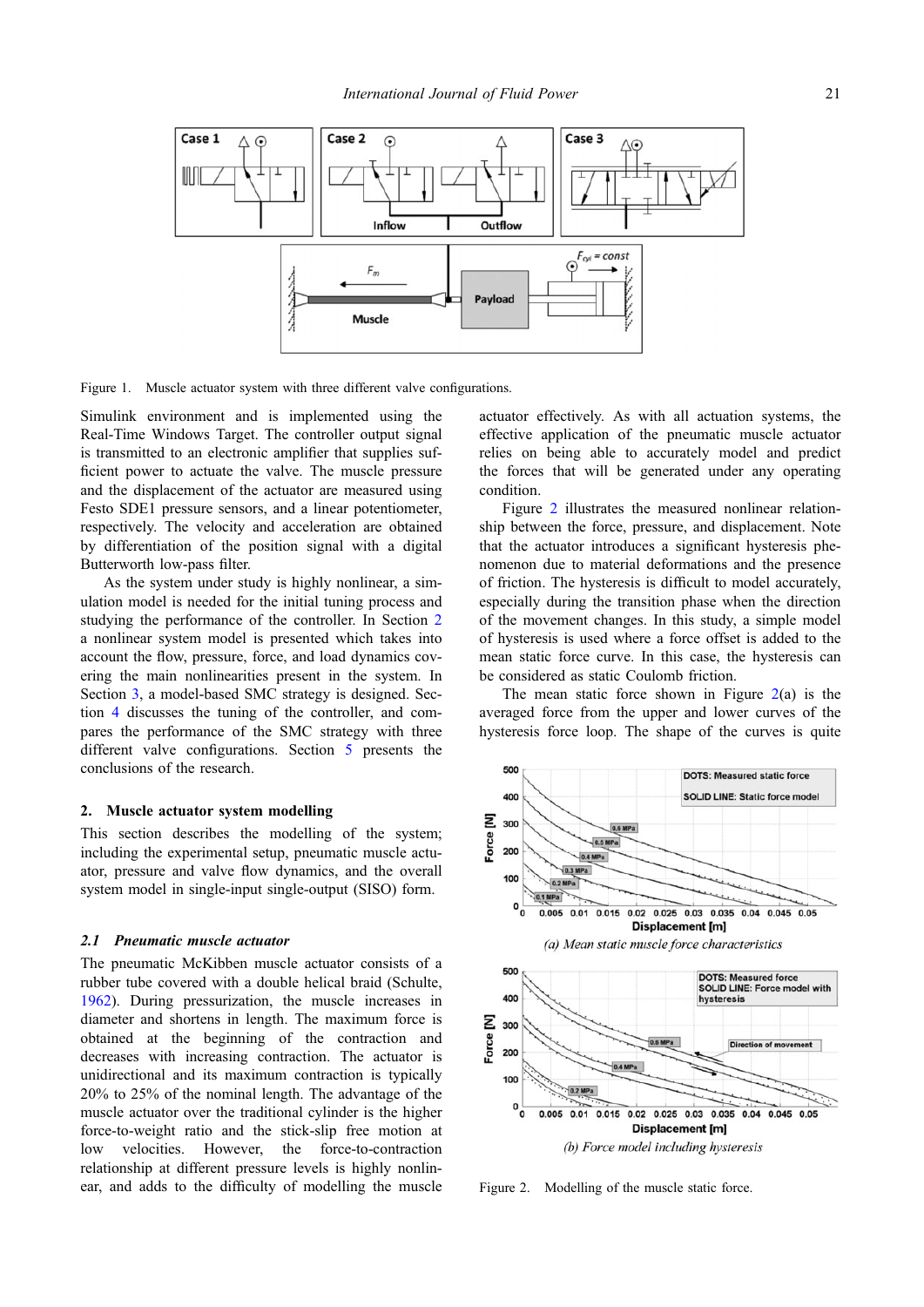Figure 1. Muscle actuator system with three different valve configurations.

Simulink environment and is implemented using the Real-Time Windows Target. The controller output signal is transmitted to an electronic amplifier that supplies sufficient power to actuate the valve. The muscle pressure and the displacement of the actuator are measured using Festo SDE1 pressure sensors, and a linear potentiometer, respectively. The velocity and acceleration are obtained by differentiation of the position signal with a digital Butterworth low-pass filter.

As the system under study is highly nonlinear, a simulation model is needed for the initial tuning process and studying the performance of the controller. In Section 2 a nonlinear system model is presented which takes into account the flow, pressure, force, and load dynamics covering the main nonlinearities present in the system. In Section 3, a model-based SMC strategy is designed. Section 4 discusses the tuning of the controller, and compares the performance of the SMC strategy with three different valve configurations. Section 5 presents the conclusions of the research.

## 2. Muscle actuator system modelling

This section describes the modelling of the system; including the experimental setup, pneumatic muscle actuator, pressure and valve flow dynamics, and the overall system model in single-input single-output (SISO) form.

### 2.1 *Pneumatic muscle actuator*

The pneumatic McKibben muscle actuator consists of a rubber tube covered with a double helical braid (Schulte, 1962). During pressurization, the muscle increases in diameter and shortens in length. The maximum force is obtained at the beginning of the contraction and decreases with increasing contraction. The actuator is unidirectional and its maximum contraction is typically 20% to 25% of the nominal length. The advantage of the muscle actuator over the traditional cylinder is the higher force-to-weight ratio and the stick-slip free motion at low velocities. However, the force-to-contraction relationship at different pressure levels is highly nonlinear, and adds to the difficulty of modelling the muscle actuator effectively. As with all actuation systems, the effective application of the pneumatic muscle actuator relies on being able to accurately model and predict the forces that will be generated under any operating condition.

Figure 2 illustrates the measured nonlinear relationship between the force, pressure, and displacement. Note that the actuator introduces a significant hysteresis phenomenon due to material deformations and the presence of friction. The hysteresis is difficult to model accurately, especially during the transition phase when the direction of the movement changes. In this study, a simple model of hysteresis is used where a force offset is added to the mean static force curve. In this case, the hysteresis can be considered as static Coulomb friction.

The mean static force shown in Figure 2(a) is the averaged force from the upper and lower curves of the hysteresis force loop. The shape of the curves is quite

*(a) Mean static muscle force characteristics*

*(b) Force model including hysteresis*

Figure 2. Modelling of the muscle static force.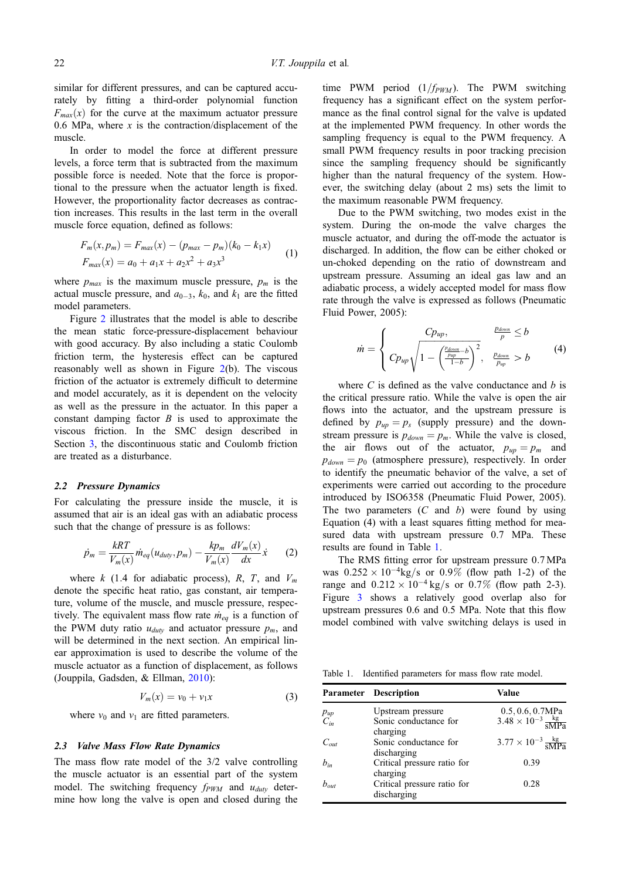similar for different pressures, and can be captured accurately by fitting a third-order polynomial function $F_{max}(x)$ for the curve at the maximum actuator pressure 0.6 MPa, where $x$ is the contraction/displacement of the muscle.

In order to model the force at different pressure levels, a force term that is subtracted from the maximum possible force is needed. Note that the force is proportional to the pressure when the actuator length is fixed. However, the proportionality factor decreases as contraction increases. This results in the last term in the overall muscle force equation, defined as follows:

$$
\begin{aligned}
F_m(x, p_m) &= F_{max}(x) - (p_{max} - p_m)(k_0 - k_1 x) \\
F_{max}(x) &= a_0 + a_1 x + a_2 x^2 + a_3 x^3
\end{aligned} \tag{1}
$$

where $p_{max}$ is the maximum muscle pressure, $p_m$ is the actual muscle pressure, and $a_{0-3}$, $k_0$, and $k_1$ are the fitted model parameters.

Figure 2 illustrates that the model is able to describe the mean static force-pressure-displacement behaviour with good accuracy. By also including a static Coulomb friction term, the hysteresis effect can be captured reasonably well as shown in Figure 2(b). The viscous friction of the actuator is extremely difficult to determine and model accurately, as it is dependent on the velocity as well as the pressure in the actuator. In this paper a constant damping factor $B$ is used to approximate the viscous friction. In the SMC design described in Section 3, the discontinuous static and Coulomb friction are treated as a disturbance.

### 2.2 Pressure Dynamics

For calculating the pressure inside the muscle, it is assumed that air is an ideal gas with an adiabatic process such that the change of pressure is as follows:

$$
\dot{p}_m = \frac{kRT}{V_m(x)} \dot{m}_{eq}(u_{duty}, p_m) - \frac{kp_m}{V_m(x)} \frac{dV_m(x)}{dx} \dot{x} \tag{2}
$$

where $k$ (1.4 for adiabatic process), $R$, $T$, and $V_m$ denote the specific heat ratio, gas constant, air temperature, volume of the muscle, and muscle pressure, respectively. The equivalent mass flow rate $\dot{m}_{eq}$ is a function of the PWM duty ratio $u_{duty}$ and actuator pressure $p_m$, and will be determined in the next section. An empirical linear approximation is used to describe the volume of the muscle actuator as a function of displacement, as follows (Jouppila, Gadsden, & Ellman, 2010):

$$
V_m(x) = v_0 + v_1 x \tag{3}
$$

where $v_0$ and $v_1$ are fitted parameters.

### 2.3 Valve Mass Flow Rate Dynamics

The mass flow rate model of the 3/2 valve controlling the muscle actuator is an essential part of the system model. The switching frequency $f_{PWM}$ and $u_{duty}$ determine how long the valve is open and closed during the time PWM period $(1/f_{PWM})$. The PWM switching frequency has a significant effect on the system performance as the final control signal for the valve is updated at the implemented PWM frequency. In other words the sampling frequency is equal to the PWM frequency. A small PWM frequency results in poor tracking precision since the sampling frequency should be significantly higher than the natural frequency of the system. However, the switching delay (about 2 ms) sets the limit to the maximum reasonable PWM frequency.

Due to the PWM switching, two modes exist in the system. During the on-mode the valve charges the muscle actuator, and during the off-mode the actuator is discharged. In addition, the flow can be either choked or un-choked depending on the ratio of downstream and upstream pressure. Assuming an ideal gas law and an adiabatic process, a widely accepted model for mass flow rate through the valve is expressed as follows (Pneumatic Fluid Power, 2005):

$$
\dot{m} = \begin{cases} Cp_{up}, & \frac{p_{down}}{p} \leq b \\ Cp_{up}\sqrt{1 - \left(\frac{\frac{p_{down}}{p_{up}} - b}{1-b}\right)^2}, & \frac{p_{down}}{p_{up}} > b \end{cases} \tag{4}
$$

where $C$ is defined as the valve conductance and $b$ is the critical pressure ratio. While the valve is open the air flows into the actuator, and the upstream pressure is defined by $p_{up} = p_s$ (supply pressure) and the downstream pressure is $p_{down} = p_m$. While the valve is closed, the air flows out of the actuator, $p_{up} = p_m$ and $p_{down} = p_0$ (atmosphere pressure), respectively. In order to identify the pneumatic behavior of the valve, a set of experiments were carried out according to the procedure introduced by ISO6358 (Pneumatic Fluid Power, 2005). The two parameters ($C$ and $b$) were found by using Equation (4) with a least squares fitting method for measured data with upstream pressure 0.7 MPa. These results are found in Table 1.

The RMS fitting error for upstream pressure 0.7 MPa was $0.252 \times 10^{-4}$ kg/s or 0.9% (flow path 1-2) of the range and $0.212 \times 10^{-4}$ kg/s or 0.7% (flow path 2-3). Figure 3 shows a relatively good overlap also for upstream pressures 0.6 and 0.5 MPa. Note that this flow model combined with valve switching delays is used in

Table 1. Identified parameters for mass flow rate model.

| Parameter | Description | Value |
|---|---|---|
| $p_{up}$ | Upstream pressure | 0.5, 0.6, 0.7MPa |
| $C_{in}$ | Sonic conductance for charging | $3.48 \times 10^{-3} \frac{\text{kg}}{\text{sMPa}}$ |
| $C_{out}$ | Sonic conductance for discharging | $3.77 \times 10^{-3} \frac{\text{kg}}{\text{sMPa}}$ |
| $b_{in}$ | Critical pressure ratio for charging | 0.39 |
| $b_{out}$ | Critical pressure ratio for discharging | 0.28 |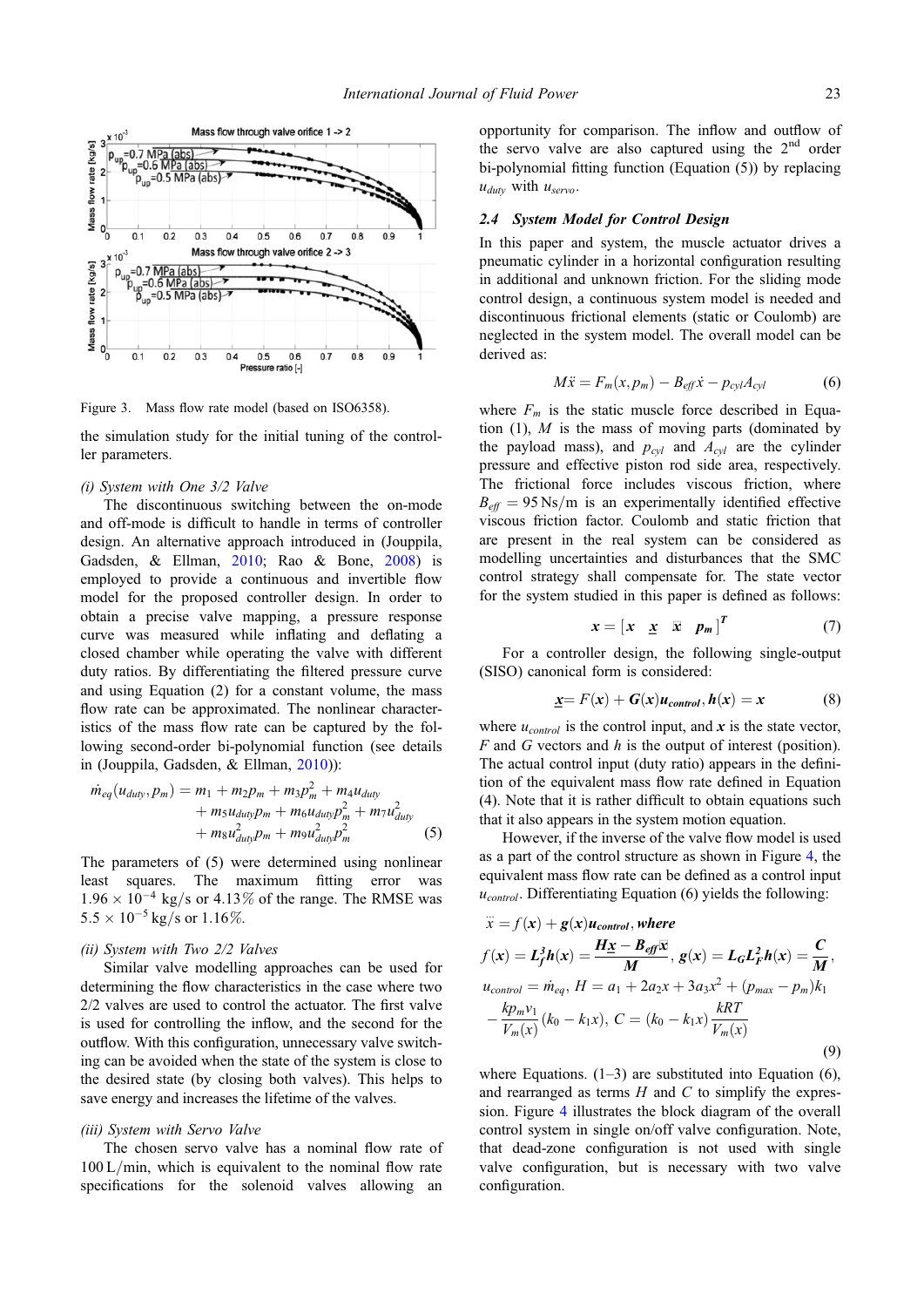Figure 3. Mass flow rate model (based on ISO6358).

the simulation study for the initial tuning of the controller parameters.

*(i) System with One 3/2 Valve*

The discontinuous switching between the on-mode and the off-mode is difficult to handle in terms of controller design. An alternative approach introduced in (Jouppila, Gadsden, & Ellman, 2010; Rao & Bone, 2008) is employed to provide a continuous and invertible flow model for the proposed controller design. In order to obtain a precise valve mapping, a pressure response curve was measured while inflating and deflating a closed chamber while operating the valve with different duty ratios. By differentiating the filtered pressure curve and using Equation (2) for a constant volume, the mass flow rate can be approximated. The nonlinear characteristics of the mass flow rate can be captured by the following second-order bi-polynomial function (see details in (Jouppila, Gadsden, & Ellman, 2010)):

$$\dot{m}_{eq}(u_{duty}, p_m) = m_1 + m_2 p_m + m_3 p_m^2 + m_4 u_{duty} + m_5 u_{duty} p_m + m_6 u_{duty} p_m^2 + m_7 u_{duty}^2 + m_8 u_{duty}^2 p_m + m_9 u_{duty}^2 p_m^2 \quad (5)$$

The parameters of (5) were determined using nonlinear least squares. The maximum fitting error was $1.96 \times 10^{-4}$ kg/s or 4.13% of the range. The RMSE was $5.5 \times 10^{-5}$ kg/s or 1.16%.

*(ii) System with Two 2/2 Valves*

Similar valve modelling approaches can be used for determining the flow characteristics in the case where two 2/2 valves are used to control the actuator. The first valve is used for controlling the inflow, and the second for the outflow. With this configuration, unnecessary valve switching can be avoided when the state of the system is close to the desired state (by closing both valves). This helps to save energy and increases the lifetime of the valves.

*(iii) System with Servo Valve*

The chosen servo valve has a nominal flow rate of 100 L/min, which is equivalent to the nominal flow rate specifications for the solenoid valves allowing an opportunity for comparison. The inflow and outflow of the servo valve are also captured using the 2[nd] order bi-polynomial fitting function (Equation (5)) by replacing $u_{duty}$ with $u_{servo}$.

### 2.4 System Model for Control Design

In this paper and system, the muscle actuator drives a pneumatic cylinder in a horizontal configuration resulting in additional and unknown friction. For the sliding mode control design, a continuous system model is needed and discontinuous frictional elements (static or Coulomb) are neglected in the system model. The overall model can be derived as:

$$M\ddot{x} = F_m(x, p_m) - B_{eff}\dot{x} - p_{cyl}A_{cyl} \quad (6)$$

where $F_m$ is the static muscle force described in Equation (1), $M$ is the mass of moving parts (dominated by the payload mass), and $p_{cyl}$ and $A_{cyl}$ are the cylinder pressure and effective piston rod side area, respectively. The frictional force includes viscous friction, where $B_{eff} = 95$ Ns/m is an experimentally identified effective viscous friction factor. Coulomb and static friction that are present in the real system can be considered as modelling uncertainties and disturbances that the SMC control strategy shall compensate for. The state vector for the system studied in this paper is defined as follows:

$$\boldsymbol{x} = [x \ \ \dot{x} \ \ \ddot{x} \ \ p_m]^T \quad (7)$$

For a controller design, the following single-output (SISO) canonical form is considered:

$$\dot{\boldsymbol{x}} = F(\boldsymbol{x}) + \boldsymbol{G}(\boldsymbol{x})\boldsymbol{u_{control}}, \boldsymbol{h}(\boldsymbol{x}) = \boldsymbol{x} \quad (8)$$

where $u_{control}$ is the control input, and $\boldsymbol{x}$ is the state vector, $F$ and $G$ vectors and $h$ is the output of interest (position). The actual control input (duty ratio) appears in the definition of the equivalent mass flow rate defined in Equation (4). Note that it is rather difficult to obtain equations such that it also appears in the system motion equation.

However, if the inverse of the valve flow model is used as a part of the control structure as shown in Figure 4, the equivalent mass flow rate can be defined as a control input $u_{control}$. Differentiating Equation (6) yields the following:

$$\dddot{x} = f(\boldsymbol{x}) + \boldsymbol{g}(\boldsymbol{x})\boldsymbol{u_{control}}, \textbf{where}$$
$$f(\boldsymbol{x}) = \boldsymbol{L_f^3 h}(\boldsymbol{x}) = \frac{\boldsymbol{H}\dot{\boldsymbol{x}} - \boldsymbol{B_{eff}}\ddot{\boldsymbol{x}}}{\boldsymbol{M}}, \ \boldsymbol{g}(\boldsymbol{x}) = \boldsymbol{L_G L_F^2 h}(\boldsymbol{x}) = \frac{\boldsymbol{C}}{\boldsymbol{M}},$$
$$u_{control} = \dot{m}_{eq}, \ H = a_1 + 2a_2 x + 3a_3 x^2 + (p_{max} - p_m)k_1 - \frac{k p_m v_1}{V_m(x)}(k_0 - k_1 x), \ C = (k_0 - k_1 x)\frac{kRT}{V_m(x)} \quad (9)$$

where Equations. (1–3) are substituted into Equation (6), and rearranged as terms $H$ and $C$ to simplify the expression. Figure 4 illustrates the block diagram of the overall control system in single on/off valve configuration. Note, that dead-zone configuration is not used with single valve configuration, but is necessary with two valve configuration.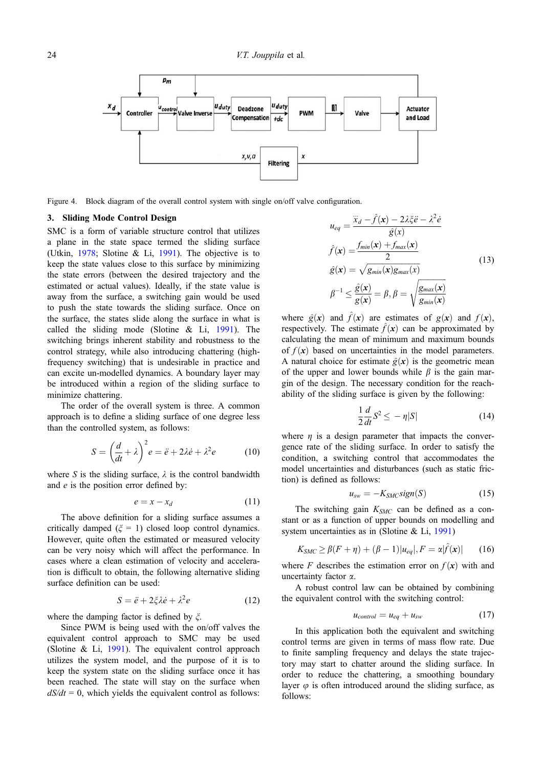Figure 4. Block diagram of the overall control system with single on/off valve configuration.

## 3. Sliding Mode Control Design

SMC is a form of variable structure control that utilizes a plane in the state space termed the sliding surface (Utkin, 1978; Slotine & Li, 1991). The objective is to keep the state values close to this surface by minimizing the state errors (between the desired trajectory and the estimated or actual values). Ideally, if the state value is away from the surface, a switching gain would be used to push the state towards the sliding surface. Once on the surface, the states slide along the surface in what is called the sliding mode (Slotine & Li, 1991). The switching brings inherent stability and robustness to the control strategy, while also introducing chattering (high-frequency switching) that is undesirable in practice and can excite un-modelled dynamics. A boundary layer may be introduced within a region of the sliding surface to minimize chattering.

The order of the overall system is three. A common approach is to define a sliding surface of one degree less than the controlled system, as follows:

$$S = \left(\frac{d}{dt} + \lambda\right)^2 e = \ddot{e} + 2\lambda\dot{e} + \lambda^2 e \tag{10}$$

where $S$ is the sliding surface, $\lambda$ is the control bandwidth and $e$ is the position error defined by:

$$e = x - x_d \tag{11}$$

The above definition for a sliding surface assumes a critically damped ($\xi = 1$) closed loop control dynamics. However, quite often the estimated or measured velocity can be very noisy which will affect the performance. In cases where a clean estimation of velocity and acceleration is difficult to obtain, the following alternative sliding surface definition can be used:

$$S = \ddot{e} + 2\xi\lambda\dot{e} + \lambda^2 e \tag{12}$$

where the damping factor is defined by $\xi$.

Since PWM is being used with the on/off valves the equivalent control approach to SMC may be used (Slotine & Li, 1991). The equivalent control approach utilizes the system model, and the purpose of it is to keep the system state on the sliding surface once it has been reached. The state will stay on the surface when $dS/dt = 0$, which yields the equivalent control as follows:

$$\begin{aligned}
u_{eq} &= \frac{\dddot{x}_d - \hat{f}(\boldsymbol{x}) - 2\lambda\xi\ddot{e} - \lambda^2\dot{e}}{\hat{g}(x)} \\
\hat{f}(\boldsymbol{x}) &= \frac{f_{min}(\boldsymbol{x}) + f_{max}(\boldsymbol{x})}{2} \\
\hat{g}(\boldsymbol{x}) &= \sqrt{g_{min}(\boldsymbol{x})g_{max}(x)} \\
\beta^{-1} &\leq \frac{\hat{g}(\boldsymbol{x})}{g(\boldsymbol{x})} = \beta, \beta = \sqrt{\frac{g_{max}(\boldsymbol{x})}{g_{min}(\boldsymbol{x})}}
\end{aligned} \tag{13}$$

where $\hat{g}(\boldsymbol{x})$ and $\hat{f}(\boldsymbol{x})$ are estimates of $g(\boldsymbol{x})$ and $f(\boldsymbol{x})$, respectively. The estimate $\hat{f}(\boldsymbol{x})$ can be approximated by calculating the mean of minimum and maximum bounds of $f(\boldsymbol{x})$ based on uncertainties in the model parameters. A natural choice for estimate $\hat{g}(\boldsymbol{x})$ is the geometric mean of the upper and lower bounds while $\beta$ is the gain margin of the design. The necessary condition for the reachability of the sliding surface is given by the following:

$$\frac{1}{2}\frac{d}{dt}S^2 \leq -\eta|S| \tag{14}$$

where $\eta$ is a design parameter that impacts the convergence rate of the sliding surface. In order to satisfy the condition, a switching control that accommodates the model uncertainties and disturbances (such as static friction) is defined as follows:

$$u_{sw} = -K_{SMC}sign(S) \tag{15}$$

The switching gain $K_{SMC}$ can be defined as a constant or as a function of upper bounds on modelling and system uncertainties as in (Slotine & Li, 1991)

$$K_{SMC} \geq \beta(F + \eta) + (\beta - 1)|u_{eq}|, F = \alpha|\hat{f}(\boldsymbol{x})| \tag{16}$$

where $F$ describes the estimation error on $f(\boldsymbol{x})$ with and uncertainty factor $\alpha$.

A robust control law can be obtained by combining the equivalent control with the switching control:

$$u_{control} = u_{eq} + u_{sw} \tag{17}$$

In this application both the equivalent and switching control terms are given in terms of mass flow rate. Due to finite sampling frequency and delays the state trajectory may start to chatter around the sliding surface. In order to reduce the chattering, a smoothing boundary layer $\varphi$ is often introduced around the sliding surface, as follows: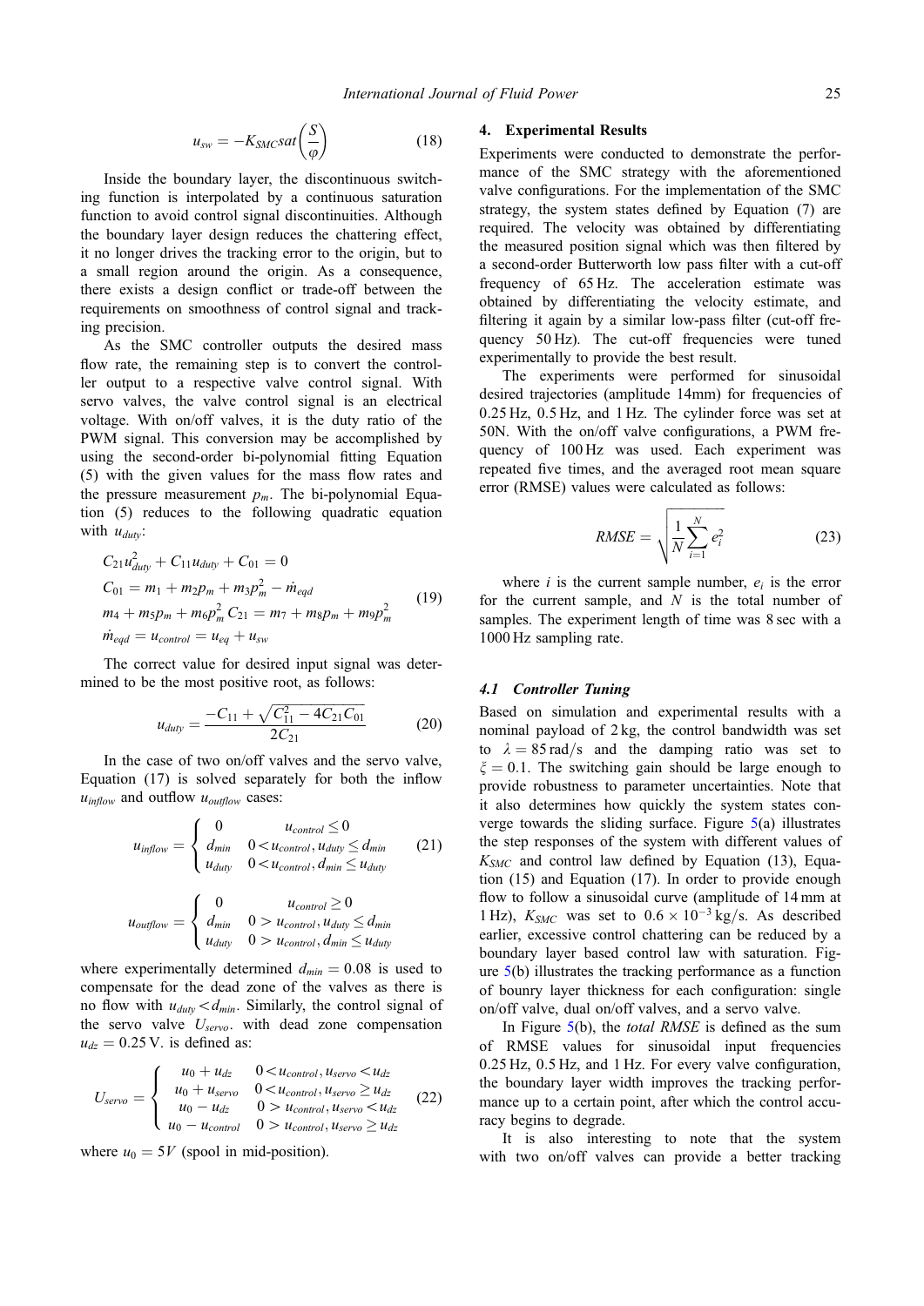$$u_{sw} = -K_{SMC} sat\left(\frac{S}{\varphi}\right) \tag{18}$$

Inside the boundary layer, the discontinuous switching function is interpolated by a continuous saturation function to avoid control signal discontinuities. Although the boundary layer design reduces the chattering effect, it no longer drives the tracking error to the origin, but to a small region around the origin. As a consequence, there exists a design conflict or trade-off between the requirements on smoothness of control signal and tracking precision.

As the SMC controller outputs the desired mass flow rate, the remaining step is to convert the controller output to a respective valve control signal. With servo valves, the valve control signal is an electrical voltage. With on/off valves, it is the duty ratio of the PWM signal. This conversion may be accomplished by using the second-order bi-polynomial fitting Equation (5) with the given values for the mass flow rates and the pressure measurement $p_m$. The bi-polynomial Equation (5) reduces to the following quadratic equation with $u_{duty}$:

$$\begin{aligned} &C_{21}u_{duty}^2 + C_{11}u_{duty} + C_{01} = 0 \\ &C_{01} = m_1 + m_2 p_m + m_3 p_m^2 - \dot{m}_{eqd} \\ &m_4 + m_5 p_m + m_6 p_m^2 \, C_{21} = m_7 + m_8 p_m + m_9 p_m^2 \\ &\dot{m}_{eqd} = u_{control} = u_{eq} + u_{sw} \end{aligned} \tag{19}$$

The correct value for desired input signal was determined to be the most positive root, as follows:

$$u_{duty} = \frac{-C_{11} + \sqrt{C_{11}^2 - 4C_{21}C_{01}}}{2C_{21}} \tag{20}$$

In the case of two on/off valves and the servo valve, Equation (17) is solved separately for both the inflow $u_{inflow}$ and outflow $u_{outflow}$ cases:

$$u_{inflow} = \begin{cases} 0 & u_{control} \leq 0 \\ d_{min} & 0 < u_{control}, u_{duty} \leq d_{min} \\ u_{duty} & 0 < u_{control}, d_{min} \leq u_{duty} \end{cases} \tag{21}$$

$$u_{outflow} = \begin{cases} 0 & u_{control} \geq 0 \\ d_{min} & 0 > u_{control}, u_{duty} \leq d_{min} \\ u_{duty} & 0 > u_{control}, d_{min} \leq u_{duty} \end{cases}$$

where experimentally determined $d_{min} = 0.08$ is used to compensate for the dead zone of the valves as there is no flow with $u_{duty} < d_{min}$. Similarly, the control signal of the servo valve $U_{servo}$. with dead zone compensation $u_{dz} = 0.25$ V. is defined as:

$$U_{servo} = \begin{cases} u_0 + u_{dz} & 0 < u_{control}, u_{servo} < u_{dz} \\ u_0 + u_{servo} & 0 < u_{control}, u_{servo} \geq u_{dz} \\ u_0 - u_{dz} & 0 > u_{control}, u_{servo} < u_{dz} \\ u_0 - u_{control} & 0 > u_{control}, u_{servo} \geq u_{dz} \end{cases} \tag{22}$$

where $u_0 = 5V$ (spool in mid-position).

## 4. Experimental Results

Experiments were conducted to demonstrate the performance of the SMC strategy with the aforementioned valve configurations. For the implementation of the SMC strategy, the system states defined by Equation (7) are required. The velocity was obtained by differentiating the measured position signal which was then filtered by a second-order Butterworth low pass filter with a cut-off frequency of 65 Hz. The acceleration estimate was obtained by differentiating the velocity estimate, and filtering it again by a similar low-pass filter (cut-off frequency 50 Hz). The cut-off frequencies were tuned experimentally to provide the best result.

The experiments were performed for sinusoidal desired trajectories (amplitude 14mm) for frequencies of 0.25 Hz, 0.5 Hz, and 1 Hz. The cylinder force was set at 50N. With the on/off valve configurations, a PWM frequency of 100 Hz was used. Each experiment was repeated five times, and the averaged root mean square error (RMSE) values were calculated as follows:

$$RMSE = \sqrt{\frac{1}{N}\sum_{i=1}^{N} e_i^2} \tag{23}$$

where $i$ is the current sample number, $e_i$ is the error for the current sample, and $N$ is the total number of samples. The experiment length of time was 8 sec with a 1000 Hz sampling rate.

### 4.1 Controller Tuning

Based on simulation and experimental results with a nominal payload of 2 kg, the control bandwidth was set to $\lambda = 85\,\text{rad/s}$ and the damping ratio was set to $\xi = 0.1$. The switching gain should be large enough to provide robustness to parameter uncertainties. Note that it also determines how quickly the system states converge towards the sliding surface. Figure 5(a) illustrates the step responses of the system with different values of $K_{SMC}$ and control law defined by Equation (13), Equation (15) and Equation (17). In order to provide enough flow to follow a sinusoidal curve (amplitude of 14 mm at 1 Hz), $K_{SMC}$ was set to $0.6 \times 10^{-3}\,\text{kg/s}$. As described earlier, excessive control chattering can be reduced by a boundary layer based control law with saturation. Figure 5(b) illustrates the tracking performance as a function of bounry layer thickness for each configuration: single on/off valve, dual on/off valves, and a servo valve.

In Figure 5(b), the *total RMSE* is defined as the sum of RMSE values for sinusoidal input frequencies 0.25 Hz, 0.5 Hz, and 1 Hz. For every valve configuration, the boundary layer width improves the tracking performance up to a certain point, after which the control accuracy begins to degrade.

It is also interesting to note that the system with two on/off valves can provide a better tracking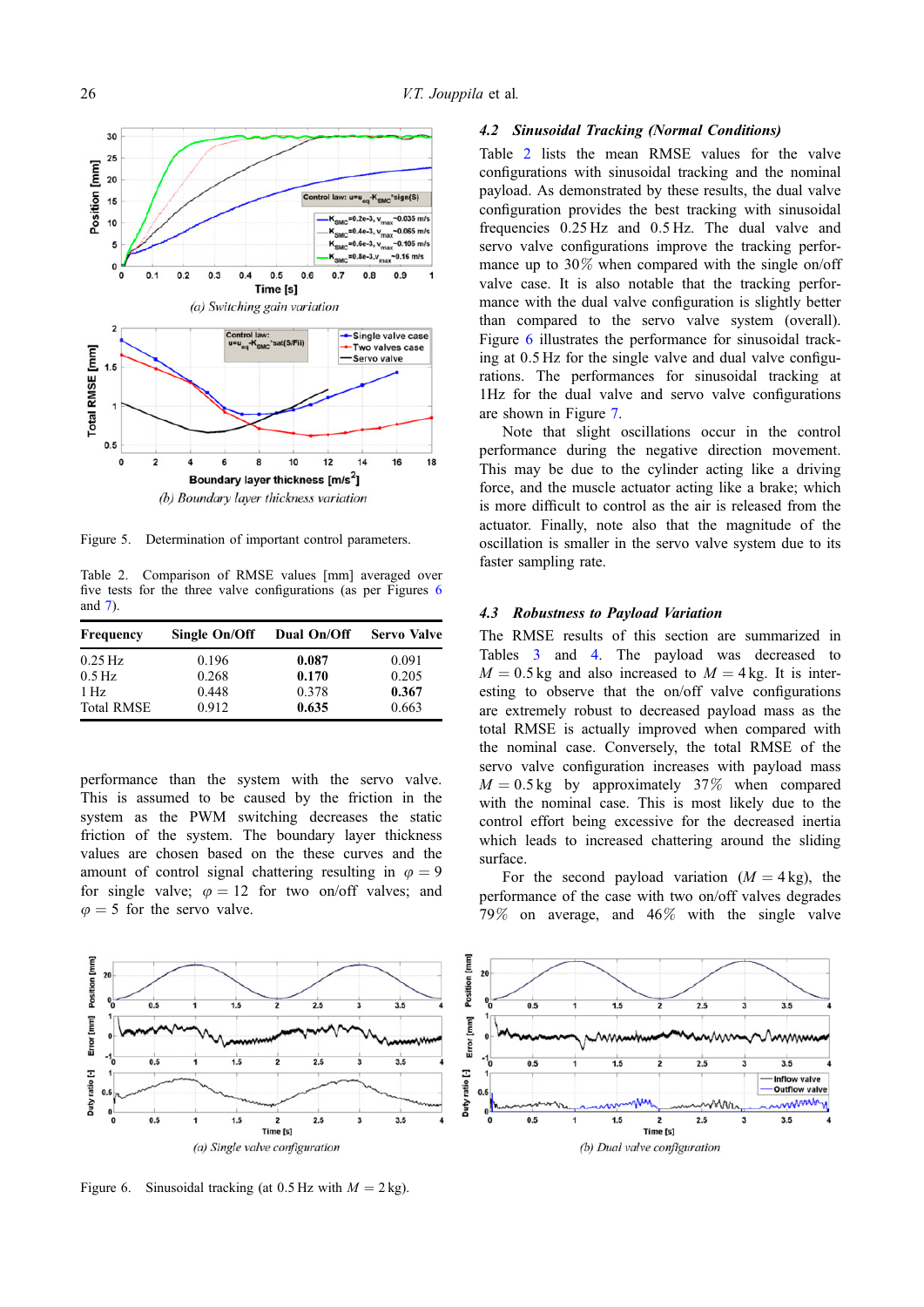(a) Switching gain variation

(b) Boundary layer thickness variation

Figure 5. Determination of important control parameters.

Table 2. Comparison of RMSE values [mm] averaged over five tests for the three valve configurations (as per Figures 6 and 7).

| Frequency | Single On/Off | Dual On/Off | Servo Valve |
|---|---|---|---|
| 0.25 Hz | 0.196 | **0.087** | 0.091 |
| 0.5 Hz | 0.268 | **0.170** | 0.205 |
| 1 Hz | 0.448 | 0.378 | **0.367** |
| Total RMSE | 0.912 | **0.635** | 0.663 |

performance than the system with the servo valve. This is assumed to be caused by the friction in the system as the PWM switching decreases the static friction of the system. The boundary layer thickness values are chosen based on the these curves and the amount of control signal chattering resulting in $\varphi = 9$ for single valve; $\varphi = 12$ for two on/off valves; and $\varphi = 5$ for the servo valve.

### *4.2 Sinusoidal Tracking (Normal Conditions)*

Table 2 lists the mean RMSE values for the valve configurations with sinusoidal tracking and the nominal payload. As demonstrated by these results, the dual valve configuration provides the best tracking with sinusoidal frequencies 0.25 Hz and 0.5 Hz. The dual valve and servo valve configurations improve the tracking performance up to 30% when compared with the single on/off valve case. It is also notable that the tracking performance with the dual valve configuration is slightly better than compared to the servo valve system (overall). Figure 6 illustrates the performance for sinusoidal tracking at 0.5 Hz for the single valve and dual valve configurations. The performances for sinusoidal tracking at 1Hz for the dual valve and servo valve configurations are shown in Figure 7.

Note that slight oscillations occur in the control performance during the negative direction movement. This may be due to the cylinder acting like a driving force, and the muscle actuator acting like a brake; which is more difficult to control as the air is released from the actuator. Finally, note also that the magnitude of the oscillation is smaller in the servo valve system due to its faster sampling rate.

### *4.3 Robustness to Payload Variation*

The RMSE results of this section are summarized in Tables 3 and 4. The payload was decreased to $M = 0.5$ kg and also increased to $M = 4$ kg. It is interesting to observe that the on/off valve configurations are extremely robust to decreased payload mass as the total RMSE is actually improved when compared with the nominal case. Conversely, the total RMSE of the servo valve configuration increases with payload mass $M = 0.5$ kg by approximately 37% when compared with the nominal case. This is most likely due to the control effort being excessive for the decreased inertia which leads to increased chattering around the sliding surface.

For the second payload variation ($M = 4$ kg), the performance of the case with two on/off valves degrades 79% on average, and 46% with the single valve

(a) Single valve configuration

(b) Dual valve configuration

Figure 6. Sinusoidal tracking (at 0.5 Hz with $M = 2$ kg).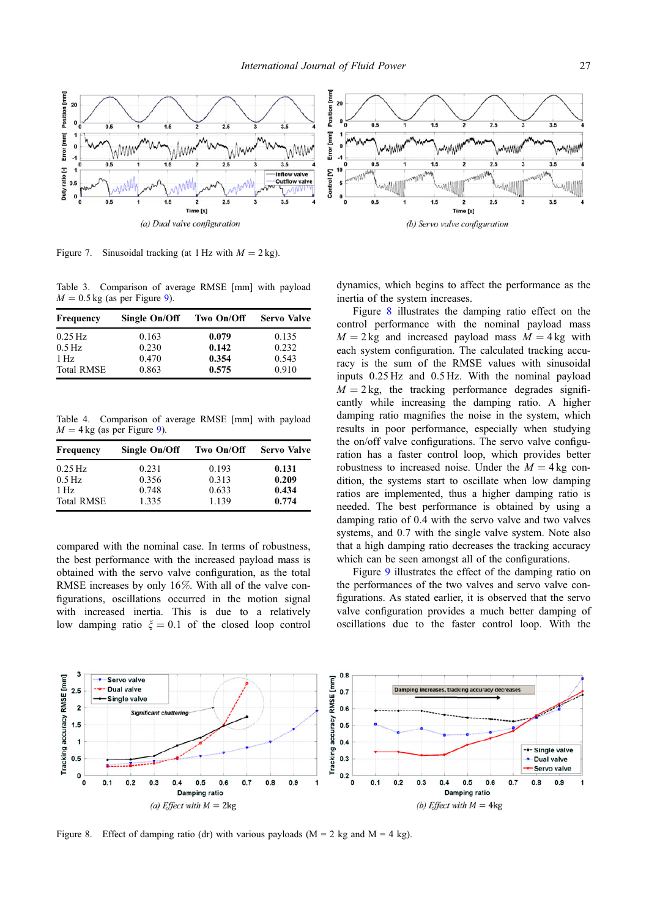(a) Dual valve configuration

(b) Servo valve configuration

Figure 7. Sinusoidal tracking (at 1 Hz with $M = 2$ kg).

Table 3. Comparison of average RMSE [mm] with payload $M = 0.5$ kg (as per Figure 9).

| Frequency | Single On/Off | Two On/Off | Servo Valve |
|---|---|---|---|
| 0.25 Hz | 0.163 | **0.079** | 0.135 |
| 0.5 Hz | 0.230 | **0.142** | 0.232 |
| 1 Hz | 0.470 | **0.354** | 0.543 |
| Total RMSE | 0.863 | **0.575** | 0.910 |

Table 4. Comparison of average RMSE [mm] with payload $M = 4$ kg (as per Figure 9).

| Frequency | Single On/Off | Two On/Off | Servo Valve |
|---|---|---|---|
| 0.25 Hz | 0.231 | 0.193 | **0.131** |
| 0.5 Hz | 0.356 | 0.313 | **0.209** |
| 1 Hz | 0.748 | 0.633 | **0.434** |
| Total RMSE | 1.335 | 1.139 | **0.774** |

compared with the nominal case. In terms of robustness, the best performance with the increased payload mass is obtained with the servo valve configuration, as the total RMSE increases by only 16%. With all of the valve configurations, oscillations occurred in the motion signal with increased inertia. This is due to a relatively low damping ratio $\xi = 0.1$ of the closed loop control dynamics, which begins to affect the performance as the inertia of the system increases.

Figure 8 illustrates the damping ratio effect on the control performance with the nominal payload mass $M = 2$ kg and increased payload mass $M = 4$ kg with each system configuration. The calculated tracking accuracy is the sum of the RMSE values with sinusoidal inputs 0.25 Hz and 0.5 Hz. With the nominal payload $M = 2$ kg, the tracking performance degrades significantly while increasing the damping ratio. A higher damping ratio magnifies the noise in the system, which results in poor performance, especially when studying the on/off valve configurations. The servo valve configuration has a faster control loop, which provides better robustness to increased noise. Under the $M = 4$ kg condition, the systems start to oscillate when low damping ratios are implemented, thus a higher damping ratio is needed. The best performance is obtained by using a damping ratio of 0.4 with the servo valve and two valves systems, and 0.7 with the single valve system. Note also that a high damping ratio decreases the tracking accuracy which can be seen amongst all of the configurations.

Figure 9 illustrates the effect of the damping ratio on the performances of the two valves and servo valve configurations. As stated earlier, it is observed that the servo valve configuration provides a much better damping of oscillations due to the faster control loop. With the

(a) Effect with $M = 2$kg

(b) Effect with $M = 4$kg

Figure 8. Effect of damping ratio (dr) with various payloads (M = 2 kg and M = 4 kg).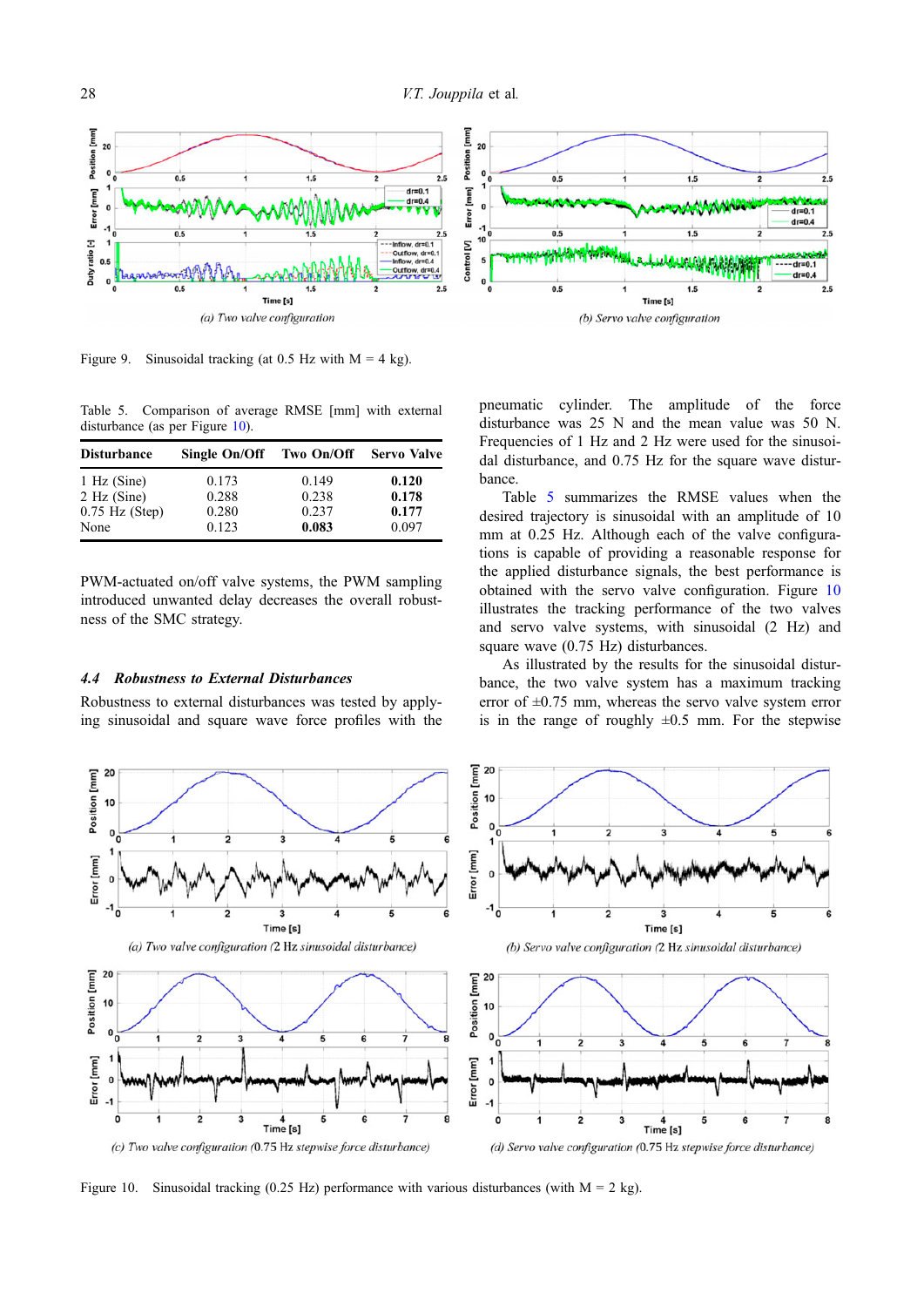Figure 9. Sinusoidal tracking (at 0.5 Hz with M = 4 kg).

Table 5. Comparison of average RMSE [mm] with external disturbance (as per Figure 10).

| Disturbance | Single On/Off | Two On/Off | Servo Valve |
|---|---|---|---|
| 1 Hz (Sine) | 0.173 | 0.149 | **0.120** |
| 2 Hz (Sine) | 0.288 | 0.238 | **0.178** |
| 0.75 Hz (Step) | 0.280 | 0.237 | **0.177** |
| None | 0.123 | **0.083** | 0.097 |

PWM-actuated on/off valve systems, the PWM sampling introduced unwanted delay decreases the overall robustness of the SMC strategy.

### 4.4 *Robustness to External Disturbances*

Robustness to external disturbances was tested by applying sinusoidal and square wave force profiles with the pneumatic cylinder. The amplitude of the force disturbance was 25 N and the mean value was 50 N. Frequencies of 1 Hz and 2 Hz were used for the sinusoidal disturbance, and 0.75 Hz for the square wave disturbance.

Table 5 summarizes the RMSE values when the desired trajectory is sinusoidal with an amplitude of 10 mm at 0.25 Hz. Although each of the valve configurations is capable of providing a reasonable response for the applied disturbance signals, the best performance is obtained with the servo valve configuration. Figure 10 illustrates the tracking performance of the two valves and servo valve systems, with sinusoidal (2 Hz) and square wave (0.75 Hz) disturbances.

As illustrated by the results for the sinusoidal disturbance, the two valve system has a maximum tracking error of ±0.75 mm, whereas the servo valve system error is in the range of roughly ±0.5 mm. For the stepwise

(a) Two valve configuration (2 Hz sinusoidal disturbance)

(b) Servo valve configuration (2 Hz sinusoidal disturbance)

(c) Two valve configuration (0.75 Hz stepwise force disturbance)

(d) Servo valve configuration (0.75 Hz stepwise force disturbance)

Figure 10. Sinusoidal tracking (0.25 Hz) performance with various disturbances (with M = 2 kg).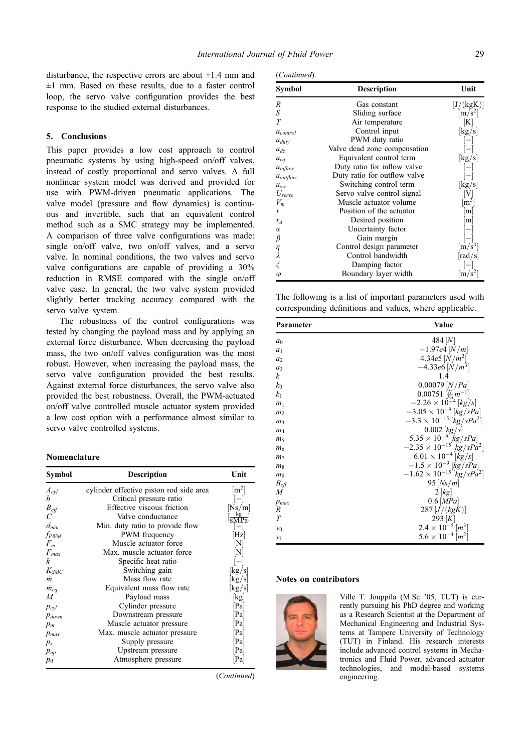disturbance, the respective errors are about ±1.4 mm and ±1 mm. Based on these results, due to a faster control loop, the servo valve configuration provides the best response to the studied external disturbances.

## 5. Conclusions

This paper provides a low cost approach to control pneumatic systems by using high-speed on/off valves, instead of costly proportional and servo valves. A full nonlinear system model was derived and provided for use with PWM-driven pneumatic applications. The valve model (pressure and flow dynamics) is continuous and invertible, such that an equivalent control method such as a SMC strategy may be implemented. A comparison of three valve configurations was made: single on/off valve, two on/off valves, and a servo valve. In nominal conditions, the two valves and servo valve configurations are capable of providing a 30% reduction in RMSE compared with the single on/off valve case. In general, the two valve system provided slightly better tracking accuracy compared with the servo valve system.

The robustness of the control configurations was tested by changing the payload mass and by applying an external force disturbance. When decreasing the payload mass, the two on/off valves configuration was the most robust. However, when increasing the payload mass, the servo valve configuration provided the best results. Against external force disturbances, the servo valve also provided the best robustness. Overall, the PWM-actuated on/off valve controlled muscle actuator system provided a low cost option with a performance almost similar to servo valve controlled systems.

### Nomenclature

| Symbol | Description | Unit |
|---|---|---|
| $A_{cyl}$ | cylinder effective piston rod side area | $[\mathrm{m}^2]$ |
| $b$ | Critical pressure ratio | $[-]$ |
| $B_{eff}$ | Effective viscous friction | $[\mathrm{Ns/m}]$ |
| $C$ | Valve conductance | $[\frac{\mathrm{kg}}{\mathrm{sMPa}}]$ |
| $d_{min}$ | Min. duty ratio to provide flow | $[-]$ |
| $f_{PWM}$ | PWM frequency | $[\mathrm{Hz}]$ |
| $F_m$ | Muscle actuator force | $[\mathrm{N}]$ |
| $F_{max}$ | Max. muscle actuator force | $[\mathrm{N}]$ |
| $k$ | Specific heat ratio | $[-]$ |
| $K_{SMC}$ | Switching gain | $[\mathrm{kg/s}]$ |
| $\dot{m}$ | Mass flow rate | $[\mathrm{kg/s}]$ |
| $\dot{m}_{eq}$ | Equivalent mass flow rate | $[\mathrm{kg/s}]$ |
| $M$ | Payload mass | $[\mathrm{kg}]$ |
| $p_{cyl}$ | Cylinder pressure | $[\mathrm{Pa}]$ |
| $p_{down}$ | Downstream pressure | $[\mathrm{Pa}]$ |
| $p_m$ | Muscle actuator pressure | $[\mathrm{Pa}]$ |
| $p_{max}$ | Max. muscle actuator pressure | $[\mathrm{Pa}]$ |
| $p_s$ | Supply pressure | $[\mathrm{Pa}]$ |
| $p_{up}$ | Upstream pressure | $[\mathrm{Pa}]$ |
| $p_0$ | Atmosphere pressure | $[\mathrm{Pa}]$ |
| $R$ | Gas constant | $[\mathrm{J/(kgK)}]$ |
| $S$ | Sliding surface | $[\mathrm{m/s^2}]$ |
| $T$ | Air temperature | $[\mathrm{K}]$ |
| $u_{control}$ | Control input | $[\mathrm{kg/s}]$ |
| $u_{duty}$ | PWM duty ratio | $[-]$ |
| $u_{dz}$ | Valve dead zone compensation | $[-]$ |
| $u_{eq}$ | Equivalent control term | $[\mathrm{kg/s}]$ |
| $u_{inflow}$ | Duty ratio for inflow valve | $[-]$ |
| $u_{outflow}$ | Duty ratio for outflow valve | $[-]$ |
| $u_{sw}$ | Switching control term | $[\mathrm{kg/s}]$ |
| $U_{servo}$ | Servo valve control signal | $[\mathrm{V}]$ |
| $V_m$ | Muscle actuator volume | $[\mathrm{m}^3]$ |
| $x$ | Position of the actuator | $[\mathrm{m}]$ |
| $x_d$ | Desired position | $[\mathrm{m}]$ |
| $\alpha$ | Uncertainty factor | $[-]$ |
| $\beta$ | Gain margin | $[-]$ |
| $\eta$ | Control design parameter | $[\mathrm{m/s^3}]$ |
| $\lambda$ | Control bandwidth | $[\mathrm{rad/s}]$ |
| $\xi$ | Damping factor | $[-]$ |
| $\varphi$ | Boundary layer width | $[\mathrm{m/s^2}]$ |

The following is a list of important parameters used with corresponding definitions and values, where applicable.

| Parameter | Value |
|---|---|
| $a_0$ | $484\ [N]$ |
| $a_1$ | $-1.97e4\ [N/m]$ |
| $a_2$ | $4.34e5\ [N/m^2]$ |
| $a_3$ | $-4.33e6\ [N/m^3]$ |
| $k$ | 1.4 |
| $k_0$ | $0.00079\ [N/Pa]$ |
| $k_1$ | $0.00751\ [\frac{N}{Pa}m^{-1}]$ |
| $m_1$ | $-2.26 \times 10^{-4}\ [kg/s]$ |
| $m_2$ | $-3.05 \times 10^{-9}\ [kg/sPa]$ |
| $m_3$ | $-3.3 \times 10^{-15}\ [kg/sPa^2]$ |
| $m_4$ | $0.002\ [kg/s]$ |
| $m_5$ | $5.35 \times 10^{-9}\ [kg/sPa]$ |
| $m_6$ | $-2.35 \times 10^{-15}\ [kg/sPa^2]$ |
| $m_7$ | $6.01 \times 10^{-4}\ [kg/s]$ |
| $m_8$ | $-1.5 \times 10^{-9}\ [kg/sPa]$ |
| $m_9$ | $-1.62 \times 10^{-15}\ [kg/sPa^2]$ |
| $B_{eff}$ | $95\ [Ns/m]$ |
| $M$ | $2\ [kg]$ |
| $p_{max}$ | $0.6\ [MPa]$ |
| $R$ | $287\ [J/(kgK)]$ |
| $T$ | $293\ [K]$ |
| $v_0$ | $2.4 \times 10^{-5}\ [m^3]$ |
| $v_1$ | $5.6 \times 10^{-4}\ [m^2]$ |

### Notes on contributors

Ville T. Jouppila (M.Sc '05, TUT) is currently pursuing his PhD degree and working as a Research Scientist at the Department of Mechanical Engineering and Industrial Systems at Tampere University of Technology (TUT) in Finland. His research interests include advanced control systems in Mechatronics and Fluid Power, advanced actuator technologies, and model-based systems engineering.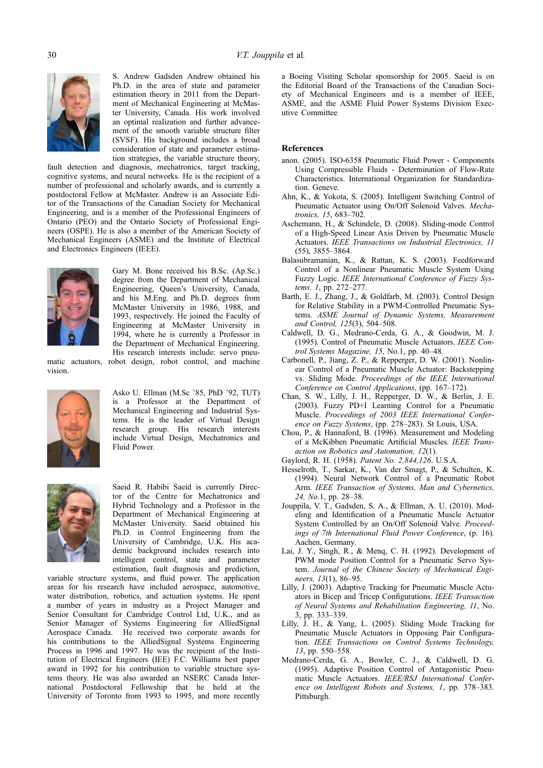S. Andrew Gadsden Andrew obtained his Ph.D. in the area of state and parameter estimation theory in 2011 from the Department of Mechanical Engineering at McMaster University, Canada. His work involved an optimal realization and further advancement of the smooth variable structure filter (SVSF). His background includes a broad consideration of state and parameter estimation strategies, the variable structure theory, fault detection and diagnosis, mechatronics, target tracking, cognitive systems, and neural networks. He is the recipient of a number of professional and scholarly awards, and is currently a postdoctoral Fellow at McMaster. Andrew is an Associate Editor of the Transactions of the Canadian Society for Mechanical Engineering, and is a member of the Professional Engineers of Ontario (PEO) and the Ontario Society of Professional Engineers (OSPE). He is also a member of the American Society of Mechanical Engineers (ASME) and the Institute of Electrical and Electronics Engineers (IEEE).

Gary M. Bone received his B.Sc. (Ap.Sc.) degree from the Department of Mechanical Engineering, Queen's University, Canada, and his M.Eng. and Ph.D. degrees from McMaster University in 1986, 1988, and 1993, respectively. He joined the Faculty of Engineering at McMaster University in 1994, where he is currently a Professor in the Department of Mechanical Engineering. His research interests include: servo pneumatic actuators, robot design, robot control, and machine vision.

Asko U. Ellman (M.Sc '85, PhD '92, TUT) is a Professor at the Department of Mechanical Engineering and Industrial Systems. He is the leader of Virtual Design research group. His research interests include Virtual Design, Mechatronics and Fluid Power.

Saeid R. Habibi Saeid is currently Director of the Centre for Mechatronics and Hybrid Technology and a Professor in the Department of Mechanical Engineering at McMaster University. Saeid obtained his Ph.D. in Control Engineering from the University of Cambridge, U.K. His academic background includes research into intelligent control, state and parameter estimation, fault diagnosis and prediction, variable structure systems, and fluid power. The application areas for his research have included aerospace, automotive, water distribution, robotics, and actuation systems. He spent a number of years in industry as a Project Manager and Senior Consultant for Cambridge Control Ltd, U.K., and as Senior Manager of Systems Engineering for AlliedSignal Aerospace Canada. He received two corporate awards for his contributions to the AlliedSignal Systems Engineering Process in 1996 and 1997. He was the recipient of the Institution of Electrical Engineers (IEE) F.C. Williams best paper award in 1992 for his contribution to variable structure systems theory. He was also awarded an NSERC Canada International Postdoctoral Fellowship that he held at the University of Toronto from 1993 to 1995, and more recently a Boeing Visiting Scholar sponsorship for 2005. Saeid is on the Editorial Board of the Transactions of the Canadian Society of Mechanical Engineers and is a member of IEEE, ASME, and the ASME Fluid Power Systems Division Executive Committee

## References

anon. (2005). ISO-6358 Pneumatic Fluid Power - Components Using Compressible Fluids - Determination of Flow-Rate Characteristics. International Organization for Standardization. Geneve.

Ahn, K., & Yokota, S. (2005). Intelligent Switching Control of Pneumatic Actuator using On/Off Solenoid Valves. *Mechatronics, 15*, 683–702.

Aschemann, H., & Schindele, D. (2008). Sliding-mode Control of a High-Speed Linear Axis Driven by Pneumatic Muscle Actuators. *IEEE Transactions on Industrial Electronics, 11* (55), 3855–3864.

Balasubramanian, K., & Rattan, K. S. (2003). Feedforward Control of a Nonlinear Pneumatic Muscle System Using Fuzzy Logic. *IEEE International Conference of Fuzzy Systems, 1*, pp. 272–277.

Barth, E. J., Zhang, J., & Goldfarb, M. (2003). Control Design for Relative Stability in a PWM-Controlled Pneumatic Systems. *ASME Journal of Dynamic Systems, Measurement and Control, 125*(3), 504–508.

Caldwell, D. G., Medrano-Cerda, G. A., & Goodwin, M. J. (1995). Control of Pneumatic Muscle Actuators. *IEEE Control Systems Magazine, 15*, No.1, pp. 40–48.

Carbonell, P., Jiang, Z. P., & Repperger, D. W. (2001). Nonlinear Control of a Pneumatic Muscle Actuator: Backstepping vs. Sliding Mode. *Proceedings of the IEEE International Conference on Control Applications*, (pp. 167–172).

Chan, S. W., Lilly, J. H., Repperger, D. W., & Berlin, J. E. (2003). Fuzzy PD+I Learning Control for a Pneumatic Muscle. *Proceedings of 2003 IEEE International Conference on Fuzzy Systems*, (pp. 278–283). St Louis, USA.

Chou, P., & Hannaford, B. (1996). Measurement and Modeling of a McKibben Pneumatic Artificial Muscles. *IEEE Transaction on Robotics and Automation, 12*(1).

Gaylord, R. H. (1958). *Patent No. 2,844,126*. U.S.A.

Hesselroth, T., Sarkar, K., Van der Smagt, P., & Schulten, K. (1994). Neural Network Control of a Pneumatic Robot Arm. *IEEE Transaction of Systems, Man and Cybernetics, 24, No.*1, pp. 28–38.

Jouppila, V. T., Gadsden, S. A., & Ellman, A. U. (2010). Modeling and Identification of a Pneumatic Muscle Actuator System Controlled by an On/Off Solenoid Valve. *Proceedings of 7th International Fluid Power Conference*, (p. 16). Aachen, Germany.

Lai, J. Y., Singh, R., & Menq, C. H. (1992). Development of PWM mode Position Control for a Pneumatic Servo System. *Journal of the Chinese Society of Mechanical Engineers, 13*(1), 86–95.

Lilly, J. (2003). Adaptive Tracking for Pneumatic Muscle Actuators in Bicep and Tricep Configurations. *IEEE Transaction of Neural Systems and Rehabilitation Engineering, 11*, No. 3, pp. 333–339.

Lilly, J. H., & Yang, L. (2005). Sliding Mode Tracking for Pneumatic Muscle Actuators in Opposing Pair Configuration. *IEEE Transactions on Control Systems Technology, 13*, pp. 550–558.

Medrano-Cerda, G. A., Bowler, C. J., & Caldwell, D. G. (1995). Adaptive Position Control of Antagonistic Pneumatic Muscle Actuators. *IEEE/RSJ International Conference on Intelligent Robots and Systems, 1*, pp. 378–383. Pittsburgh.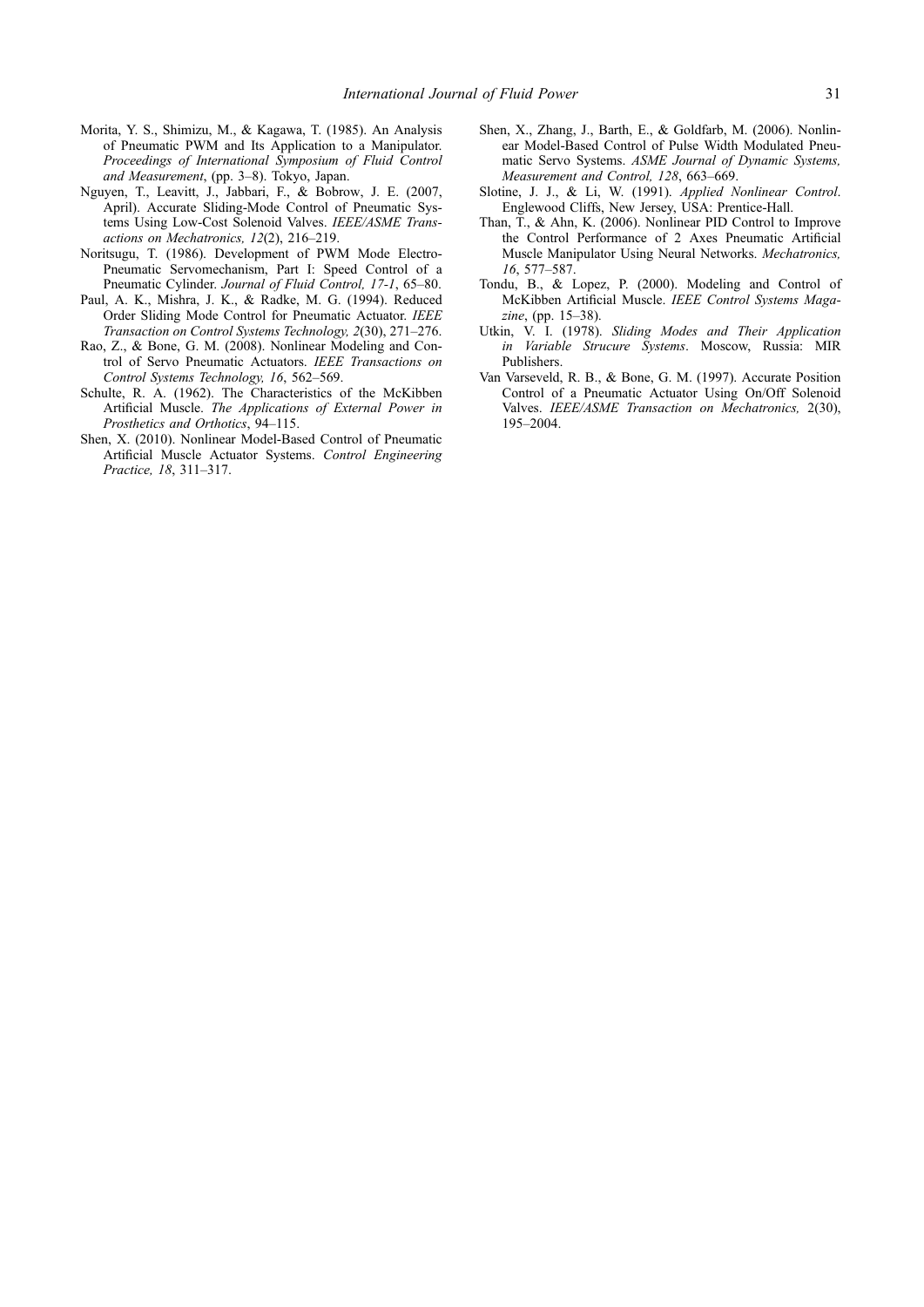Morita, Y. S., Shimizu, M., & Kagawa, T. (1985). An Analysis of Pneumatic PWM and Its Application to a Manipulator. *Proceedings of International Symposium of Fluid Control and Measurement*, (pp. 3–8). Tokyo, Japan.

Nguyen, T., Leavitt, J., Jabbari, F., & Bobrow, J. E. (2007, April). Accurate Sliding-Mode Control of Pneumatic Systems Using Low-Cost Solenoid Valves. *IEEE/ASME Transactions on Mechatronics, 12*(2), 216–219.

Noritsugu, T. (1986). Development of PWM Mode Electro-Pneumatic Servomechanism, Part I: Speed Control of a Pneumatic Cylinder. *Journal of Fluid Control, 17-1*, 65–80.

Paul, A. K., Mishra, J. K., & Radke, M. G. (1994). Reduced Order Sliding Mode Control for Pneumatic Actuator. *IEEE Transaction on Control Systems Technology, 2*(30), 271–276.

Rao, Z., & Bone, G. M. (2008). Nonlinear Modeling and Control of Servo Pneumatic Actuators. *IEEE Transactions on Control Systems Technology, 16*, 562–569.

Schulte, R. A. (1962). The Characteristics of the McKibben Artificial Muscle. *The Applications of External Power in Prosthetics and Orthotics*, 94–115.

Shen, X. (2010). Nonlinear Model-Based Control of Pneumatic Artificial Muscle Actuator Systems. *Control Engineering Practice, 18*, 311–317.

Shen, X., Zhang, J., Barth, E., & Goldfarb, M. (2006). Nonlinear Model-Based Control of Pulse Width Modulated Pneumatic Servo Systems. *ASME Journal of Dynamic Systems, Measurement and Control, 128*, 663–669.

Slotine, J. J., & Li, W. (1991). *Applied Nonlinear Control*. Englewood Cliffs, New Jersey, USA: Prentice-Hall.

Than, T., & Ahn, K. (2006). Nonlinear PID Control to Improve the Control Performance of 2 Axes Pneumatic Artificial Muscle Manipulator Using Neural Networks. *Mechatronics, 16*, 577–587.

Tondu, B., & Lopez, P. (2000). Modeling and Control of McKibben Artificial Muscle. *IEEE Control Systems Magazine*, (pp. 15–38).

Utkin, V. I. (1978). *Sliding Modes and Their Application in Variable Strucure Systems*. Moscow, Russia: MIR Publishers.

Van Varseveld, R. B., & Bone, G. M. (1997). Accurate Position Control of a Pneumatic Actuator Using On/Off Solenoid Valves. *IEEE/ASME Transaction on Mechatronics,* 2(30), 195–2004.